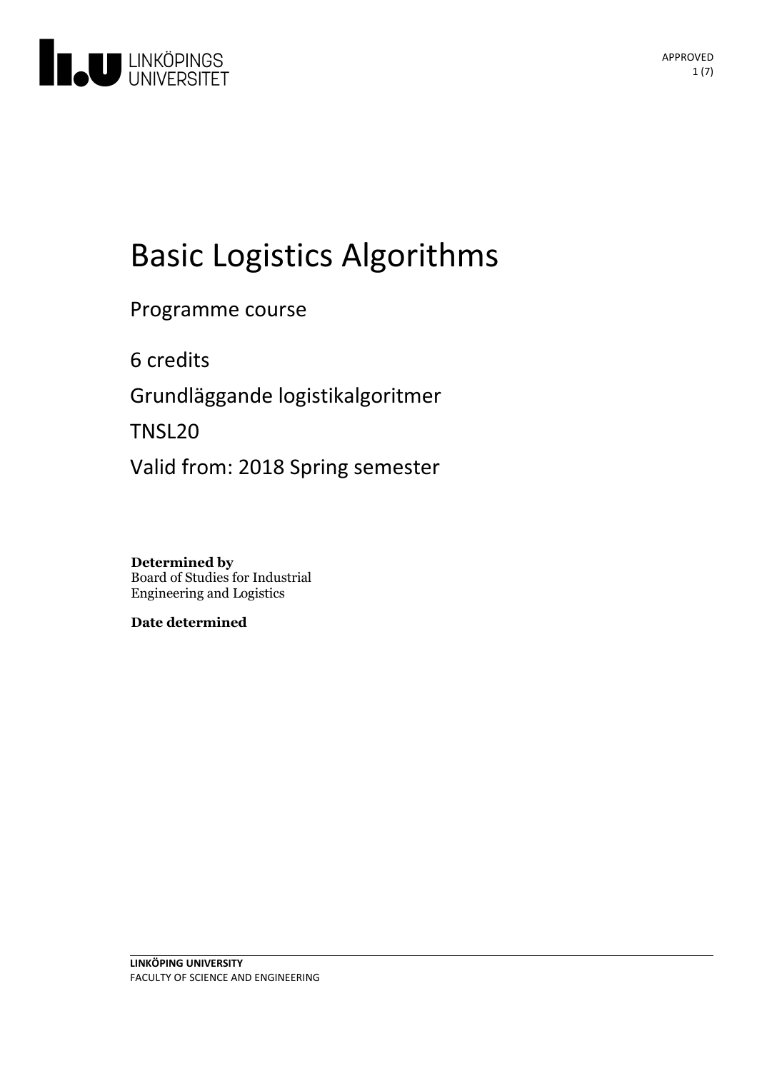# Basic Logistics Algorithms

Programme course

6 credits

Grundläggande logistikalgoritmer

TNSL20

Valid from: 2018 Spring semester

**Determined by**
Board of Studies for Industrial Engineering and Logistics

**Date determined**

**LINKÖPING UNIVERSITY**
FACULTY OF SCIENCE AND ENGINEERING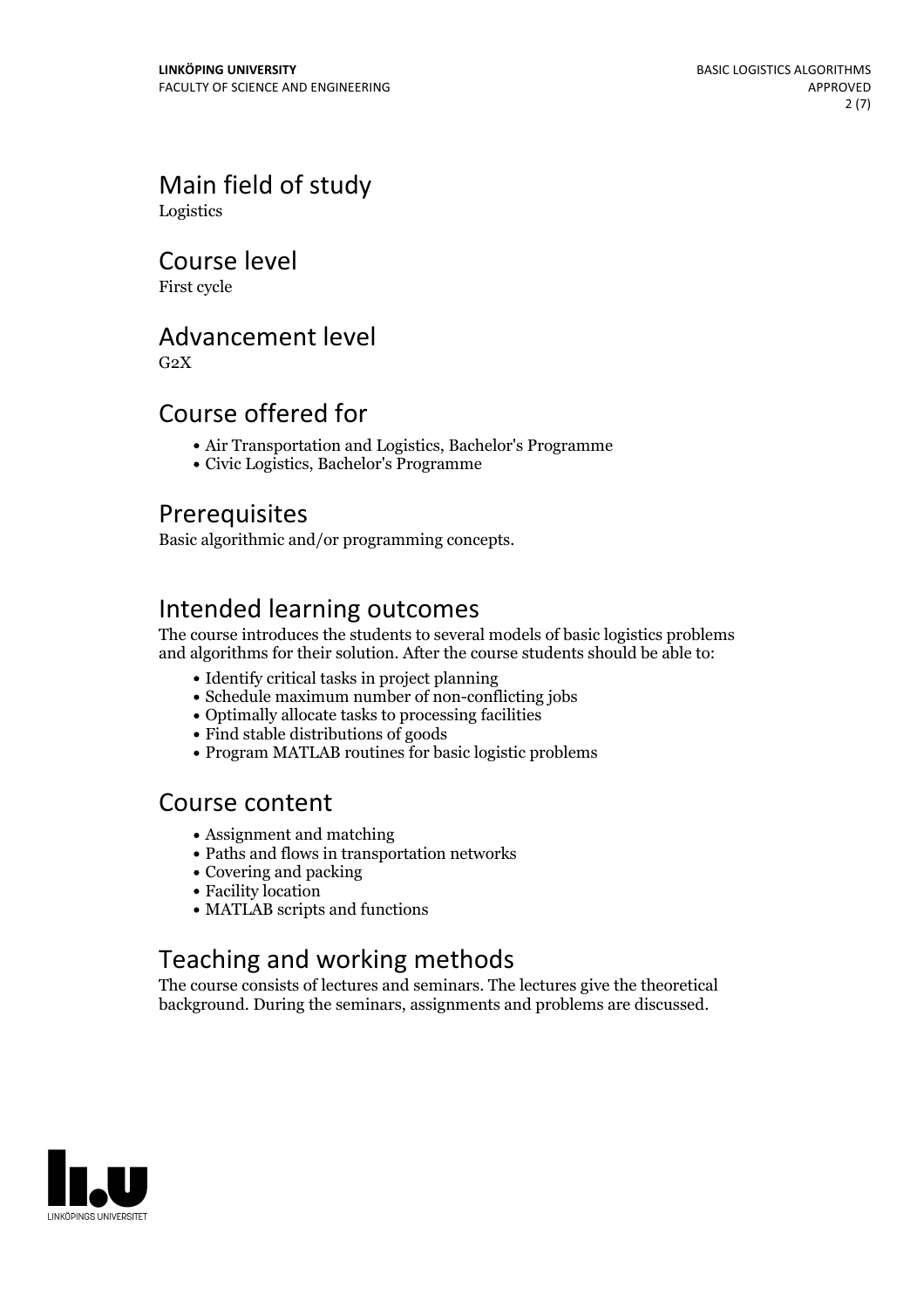## Main field of study

Logistics

## Course level

First cycle

## Advancement level

G2X

## Course offered for

- Air Transportation and Logistics, Bachelor's Programme
- Civic Logistics, Bachelor's Programme

## Prerequisites

Basic algorithmic and/or programming concepts.

## Intended learning outcomes

The course introduces the students to several models of basic logistics problems and algorithms for their solution. After the course students should be able to:

- Identify critical tasks in project planning
- Schedule maximum number of non-conflicting jobs
- Optimally allocate tasks to processing facilities
- Find stable distributions of goods
- Program MATLAB routines for basic logistic problems

## Course content

- Assignment and matching
- Paths and flows in transportation networks
- Covering and packing
- Facility location
- MATLAB scripts and functions

## Teaching and working methods

The course consists of lectures and seminars. The lectures give the theoretical background. During the seminars, assignments and problems are discussed.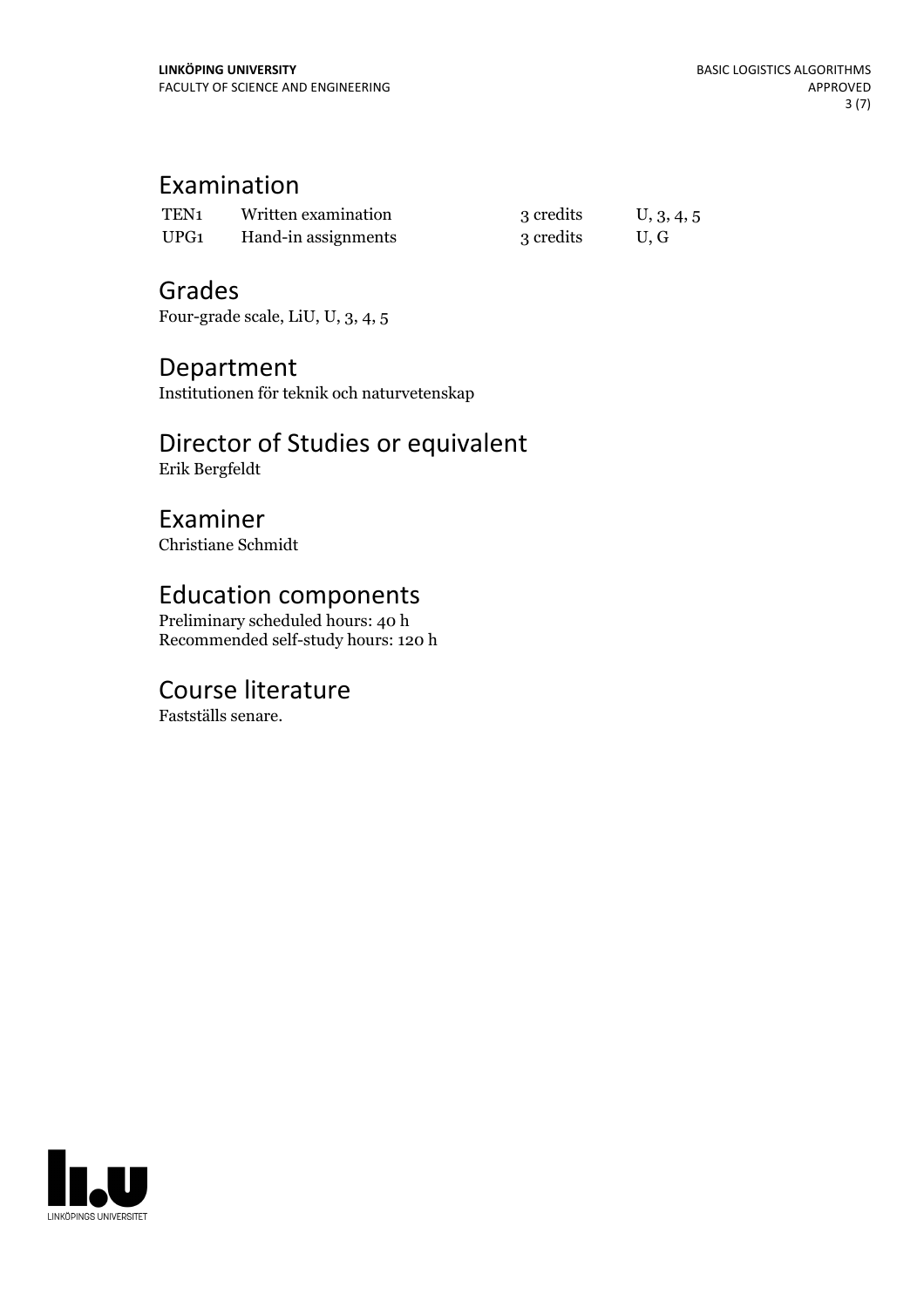## Examination

| | | | |
|---|---|---|---|
| TEN1 | Written examination | 3 credits | U, 3, 4, 5 |
| UPG1 | Hand-in assignments | 3 credits | U, G |

## Grades

Four-grade scale, LiU, U, 3, 4, 5

## Department

Institutionen för teknik och naturvetenskap

## Director of Studies or equivalent

Erik Bergfeldt

## Examiner

Christiane Schmidt

## Education components

Preliminary scheduled hours: 40 h
Recommended self-study hours: 120 h

## Course literature

Fastställs senare.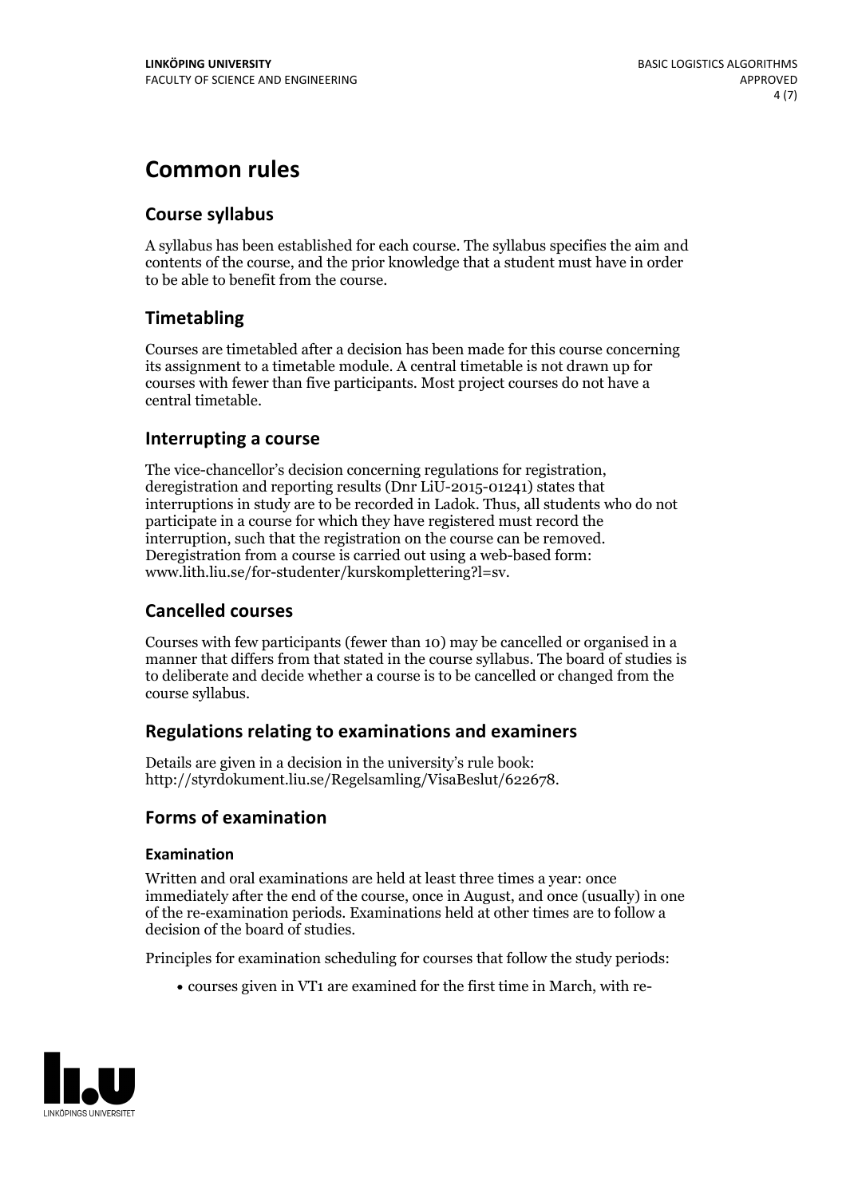# Common rules

## Course syllabus

A syllabus has been established for each course. The syllabus specifies the aim and contents of the course, and the prior knowledge that a student must have in order to be able to benefit from the course.

## Timetabling

Courses are timetabled after a decision has been made for this course concerning its assignment to a timetable module. A central timetable is not drawn up for courses with fewer than five participants. Most project courses do not have a central timetable.

## Interrupting a course

The vice-chancellor's decision concerning regulations for registration, deregistration and reporting results (Dnr LiU-2015-01241) states that interruptions in study are to be recorded in Ladok. Thus, all students who do not participate in a course for which they have registered must record the interruption, such that the registration on the course can be removed. Deregistration from a course is carried out using a web-based form: www.lith.liu.se/for-studenter/kurskomplettering?l=sv.

## Cancelled courses

Courses with few participants (fewer than 10) may be cancelled or organised in a manner that differs from that stated in the course syllabus. The board of studies is to deliberate and decide whether a course is to be cancelled or changed from the course syllabus.

## Regulations relating to examinations and examiners

Details are given in a decision in the university's rule book: http://styrdokument.liu.se/Regelsamling/VisaBeslut/622678.

## Forms of examination

### Examination

Written and oral examinations are held at least three times a year: once immediately after the end of the course, once in August, and once (usually) in one of the re-examination periods. Examinations held at other times are to follow a decision of the board of studies.

Principles for examination scheduling for courses that follow the study periods:

- courses given in VT1 are examined for the first time in March, with re-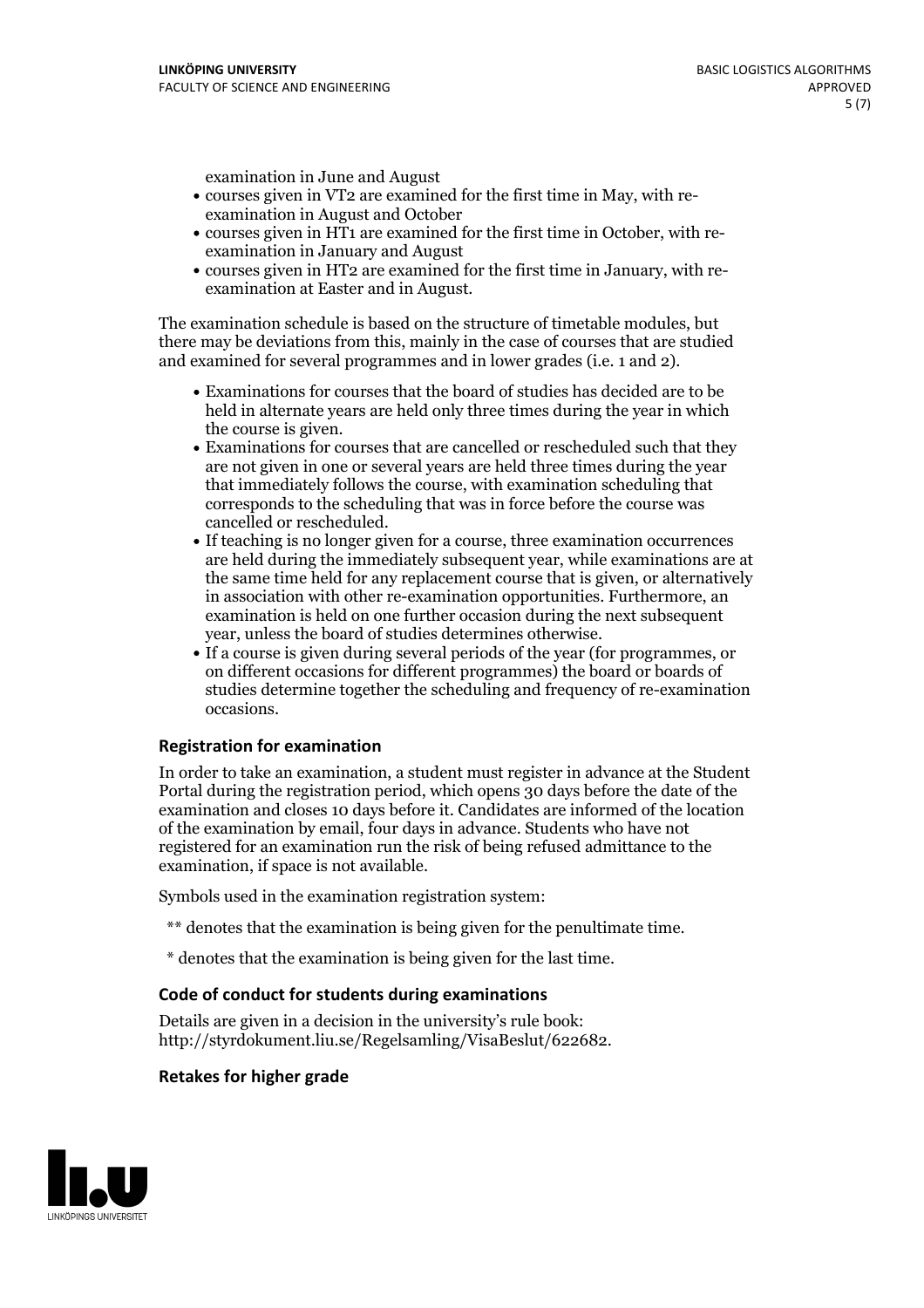examination in June and August

- courses given in VT2 are examined for the first time in May, with re-examination in August and October
- courses given in HT1 are examined for the first time in October, with re-examination in January and August
- courses given in HT2 are examined for the first time in January, with re-examination at Easter and in August.

The examination schedule is based on the structure of timetable modules, but there may be deviations from this, mainly in the case of courses that are studied and examined for several programmes and in lower grades (i.e. 1 and 2).

- Examinations for courses that the board of studies has decided are to be held in alternate years are held only three times during the year in which the course is given.
- Examinations for courses that are cancelled or rescheduled such that they are not given in one or several years are held three times during the year that immediately follows the course, with examination scheduling that corresponds to the scheduling that was in force before the course was cancelled or rescheduled.
- If teaching is no longer given for a course, three examination occurrences are held during the immediately subsequent year, while examinations are at the same time held for any replacement course that is given, or alternatively in association with other re-examination opportunities. Furthermore, an examination is held on one further occasion during the next subsequent year, unless the board of studies determines otherwise.
- If a course is given during several periods of the year (for programmes, or on different occasions for different programmes) the board or boards of studies determine together the scheduling and frequency of re-examination occasions.

### Registration for examination

In order to take an examination, a student must register in advance at the Student Portal during the registration period, which opens 30 days before the date of the examination and closes 10 days before it. Candidates are informed of the location of the examination by email, four days in advance. Students who have not registered for an examination run the risk of being refused admittance to the examination, if space is not available.

Symbols used in the examination registration system:

** denotes that the examination is being given for the penultimate time.

* denotes that the examination is being given for the last time.

### Code of conduct for students during examinations

Details are given in a decision in the university's rule book: http://styrdokument.liu.se/Regelsamling/VisaBeslut/622682.

### Retakes for higher grade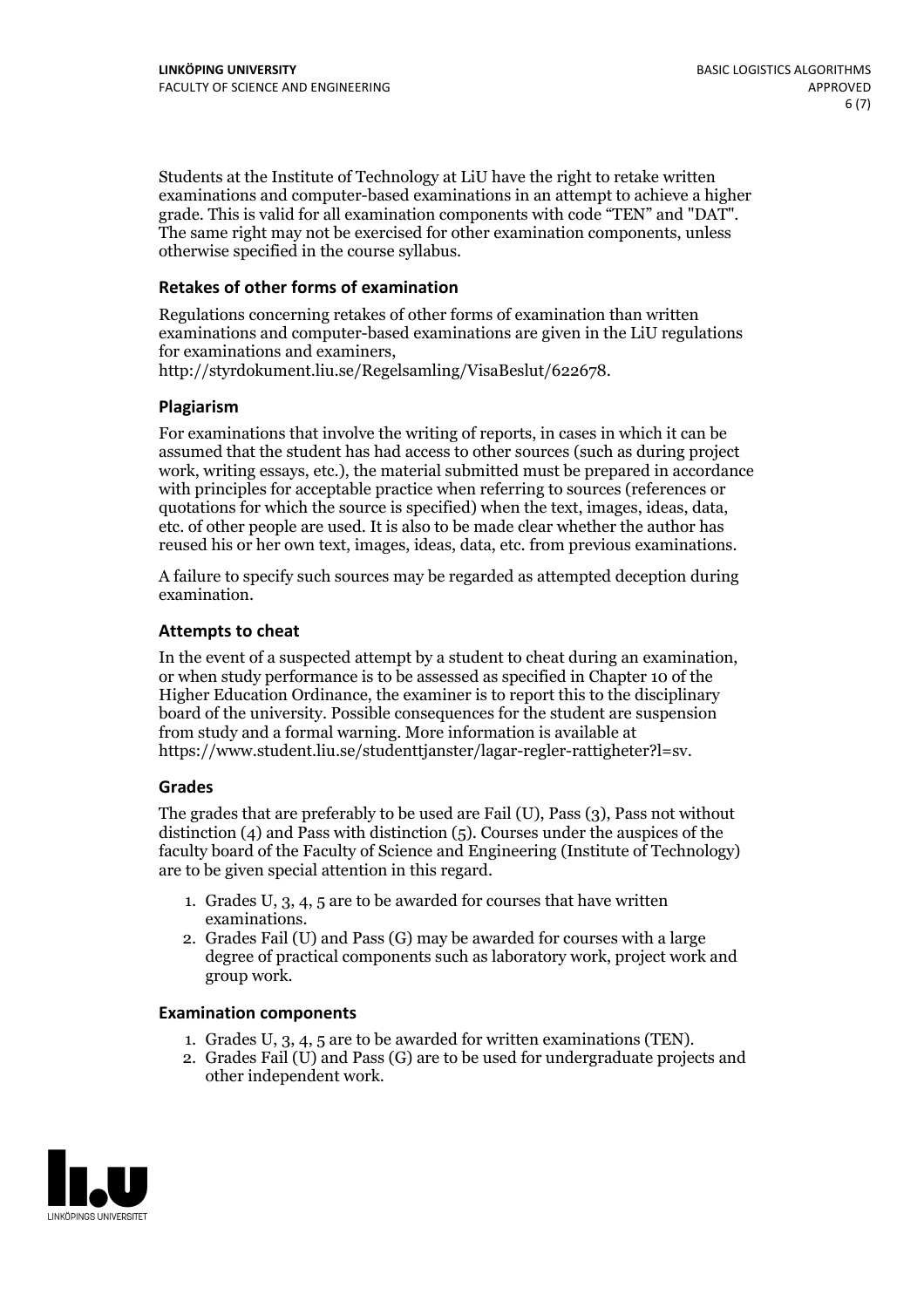Students at the Institute of Technology at LiU have the right to retake written examinations and computer-based examinations in an attempt to achieve a higher grade. This is valid for all examination components with code "TEN" and "DAT". The same right may not be exercised for other examination components, unless otherwise specified in the course syllabus.

### Retakes of other forms of examination

Regulations concerning retakes of other forms of examination than written examinations and computer-based examinations are given in the LiU regulations for examinations and examiners, http://styrdokument.liu.se/Regelsamling/VisaBeslut/622678.

### Plagiarism

For examinations that involve the writing of reports, in cases in which it can be assumed that the student has had access to other sources (such as during project work, writing essays, etc.), the material submitted must be prepared in accordance with principles for acceptable practice when referring to sources (references or quotations for which the source is specified) when the text, images, ideas, data, etc. of other people are used. It is also to be made clear whether the author has reused his or her own text, images, ideas, data, etc. from previous examinations.

A failure to specify such sources may be regarded as attempted deception during examination.

### Attempts to cheat

In the event of a suspected attempt by a student to cheat during an examination, or when study performance is to be assessed as specified in Chapter 10 of the Higher Education Ordinance, the examiner is to report this to the disciplinary board of the university. Possible consequences for the student are suspension from study and a formal warning. More information is available at https://www.student.liu.se/studenttjanster/lagar-regler-rattigheter?l=sv.

### Grades

The grades that are preferably to be used are Fail (U), Pass (3), Pass not without distinction (4) and Pass with distinction (5). Courses under the auspices of the faculty board of the Faculty of Science and Engineering (Institute of Technology) are to be given special attention in this regard.

1. Grades U, 3, 4, 5 are to be awarded for courses that have written examinations.
2. Grades Fail (U) and Pass (G) may be awarded for courses with a large degree of practical components such as laboratory work, project work and group work.

### Examination components

1. Grades U, 3, 4, 5 are to be awarded for written examinations (TEN).
2. Grades Fail (U) and Pass (G) are to be used for undergraduate projects and other independent work.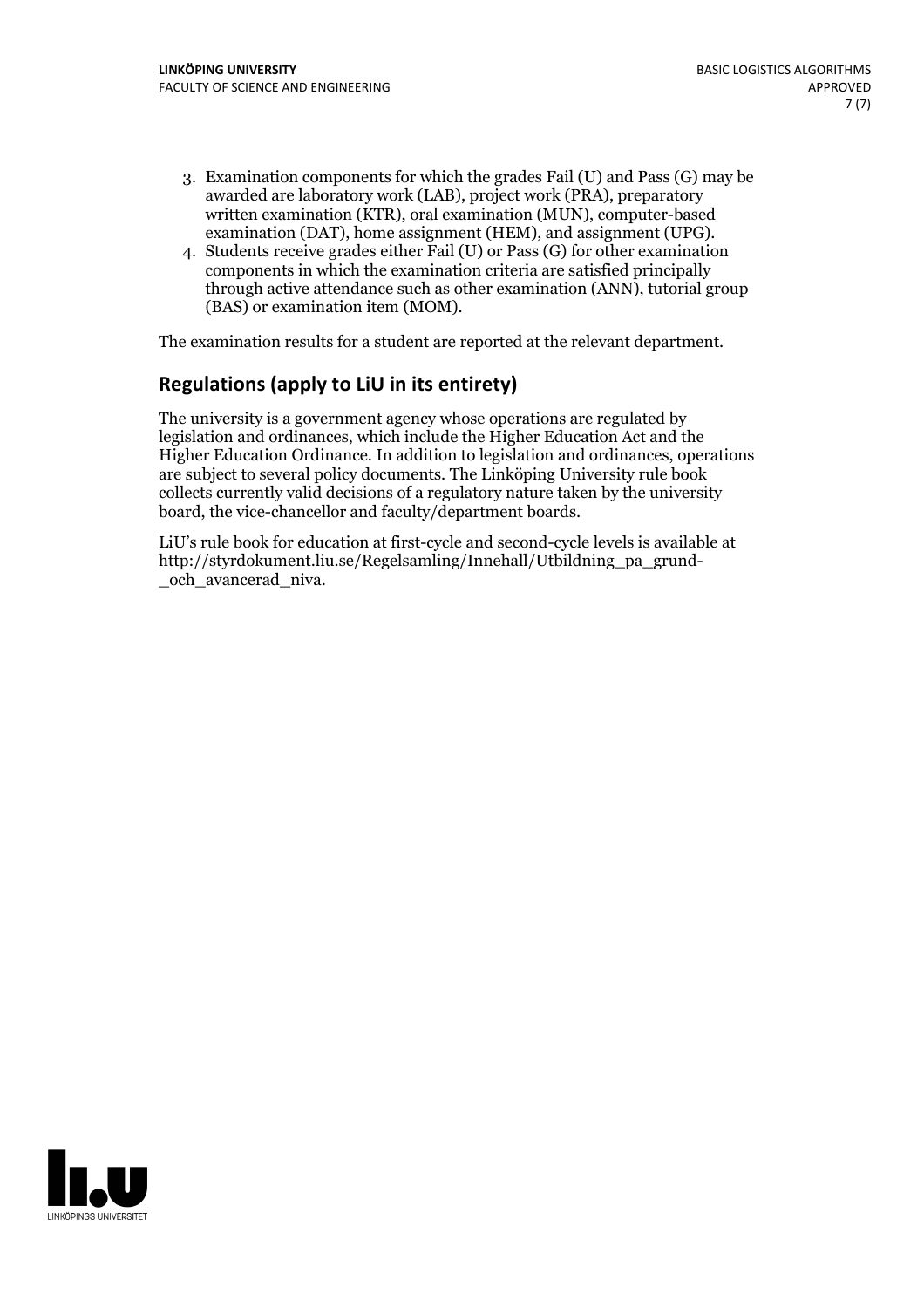3. Examination components for which the grades Fail (U) and Pass (G) may be awarded are laboratory work (LAB), project work (PRA), preparatory written examination (KTR), oral examination (MUN), computer-based examination (DAT), home assignment (HEM), and assignment (UPG).
4. Students receive grades either Fail (U) or Pass (G) for other examination components in which the examination criteria are satisfied principally through active attendance such as other examination (ANN), tutorial group (BAS) or examination item (MOM).

The examination results for a student are reported at the relevant department.

## Regulations (apply to LiU in its entirety)

The university is a government agency whose operations are regulated by legislation and ordinances, which include the Higher Education Act and the Higher Education Ordinance. In addition to legislation and ordinances, operations are subject to several policy documents. The Linköping University rule book collects currently valid decisions of a regulatory nature taken by the university board, the vice-chancellor and faculty/department boards.

LiU's rule book for education at first-cycle and second-cycle levels is available at http://styrdokument.liu.se/Regelsamling/Innehall/Utbildning_pa_grund-_och_avancerad_niva.